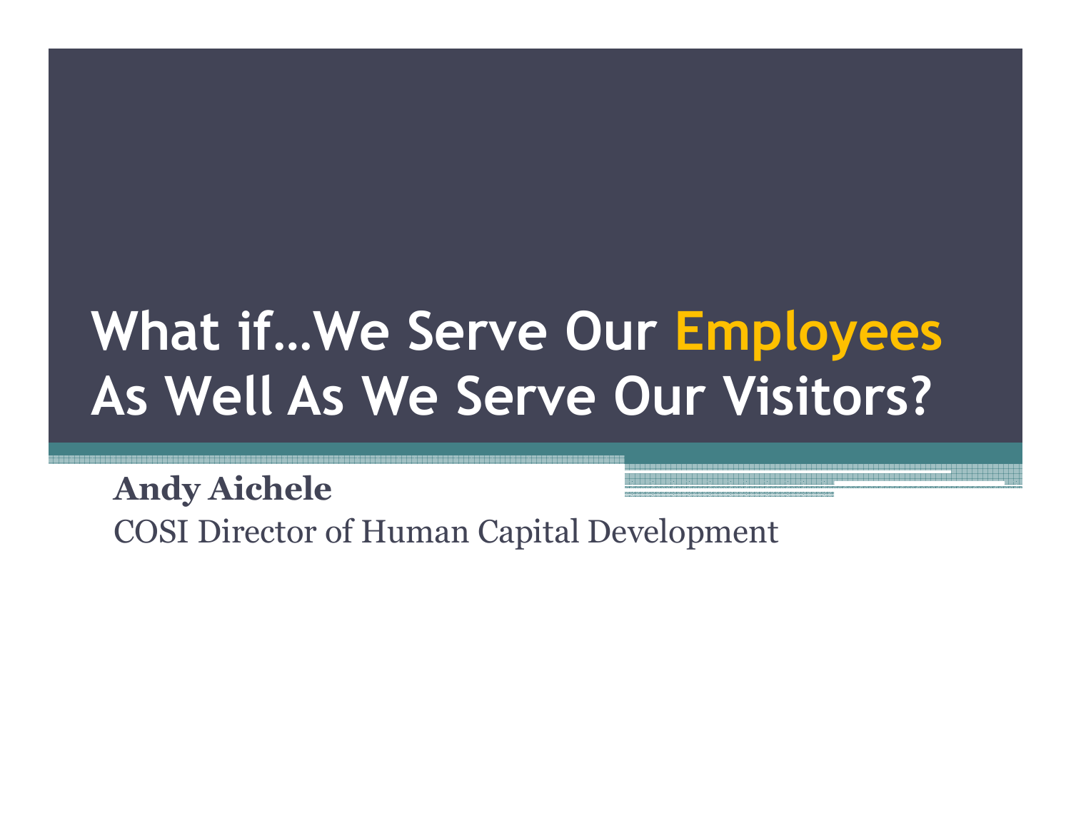# What if…We Serve Our Employees As Well As We Serve Our Visitors?

**Andy Aichele**

COSI Director of Human Capital Development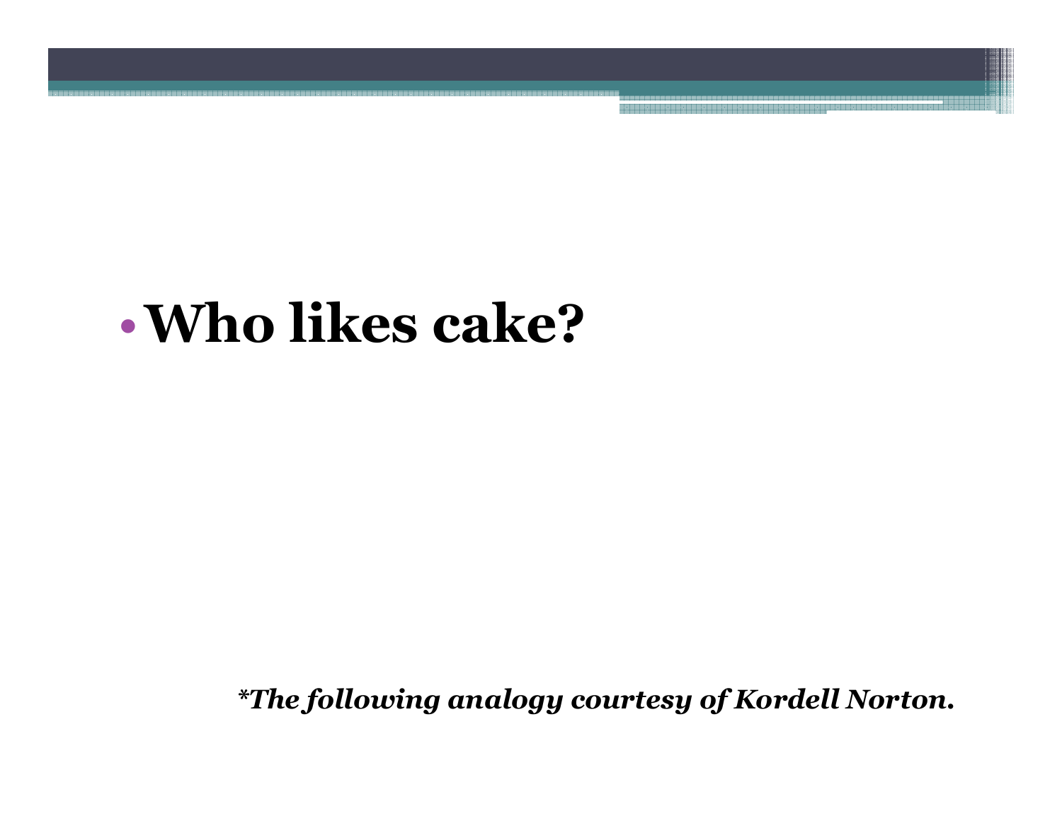- **Who likes cake?**

***The following analogy courtesy of Kordell Norton.**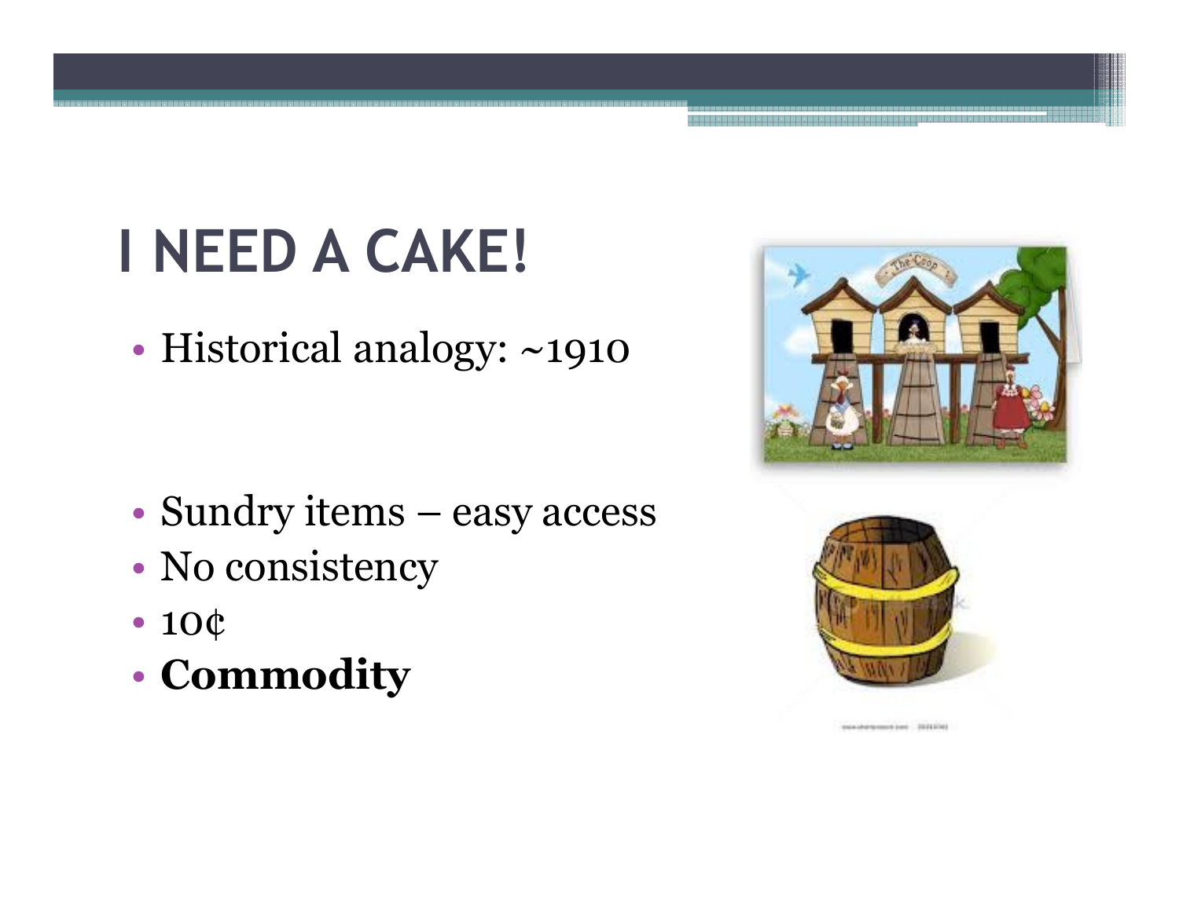# I NEED A CAKE!

- Historical analogy: ~1910

- Sundry items – easy access
- No consistency
- 10¢
- **Commodity**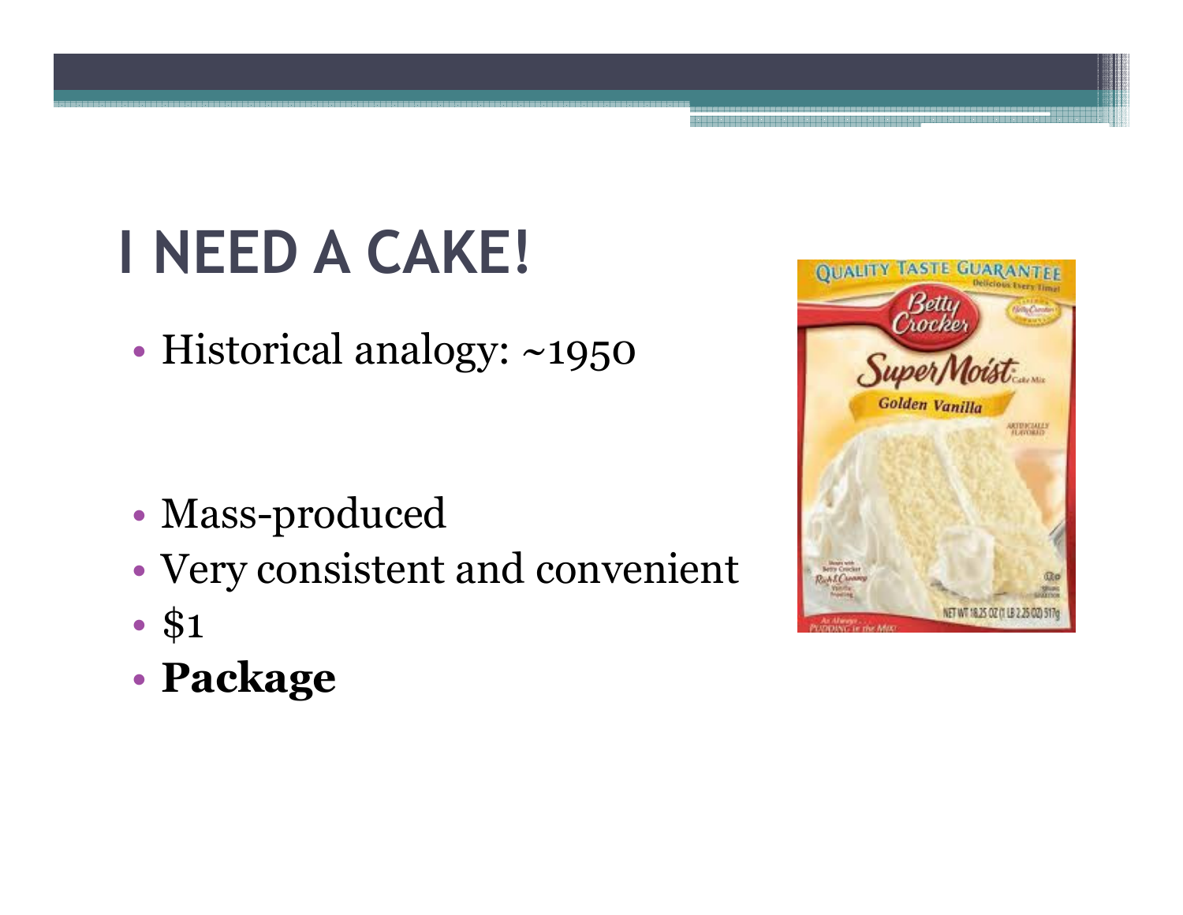# I NEED A CAKE!

- Historical analogy: ~1950

- Mass-produced
- Very consistent and convenient
- $1
- **Package**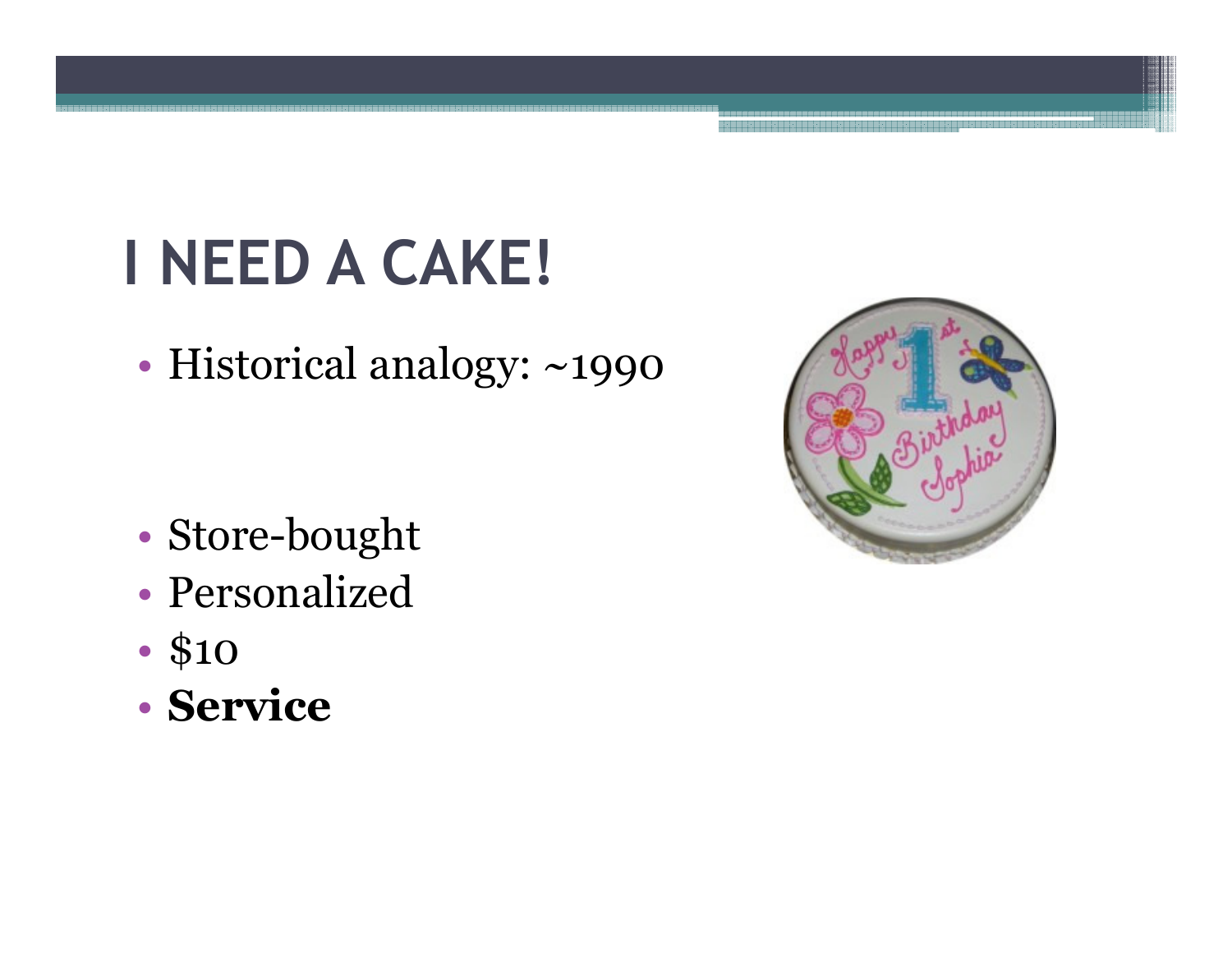# I NEED A CAKE!

- Historical analogy: ~1990

- Store-bought
- Personalized
- $10
- **Service**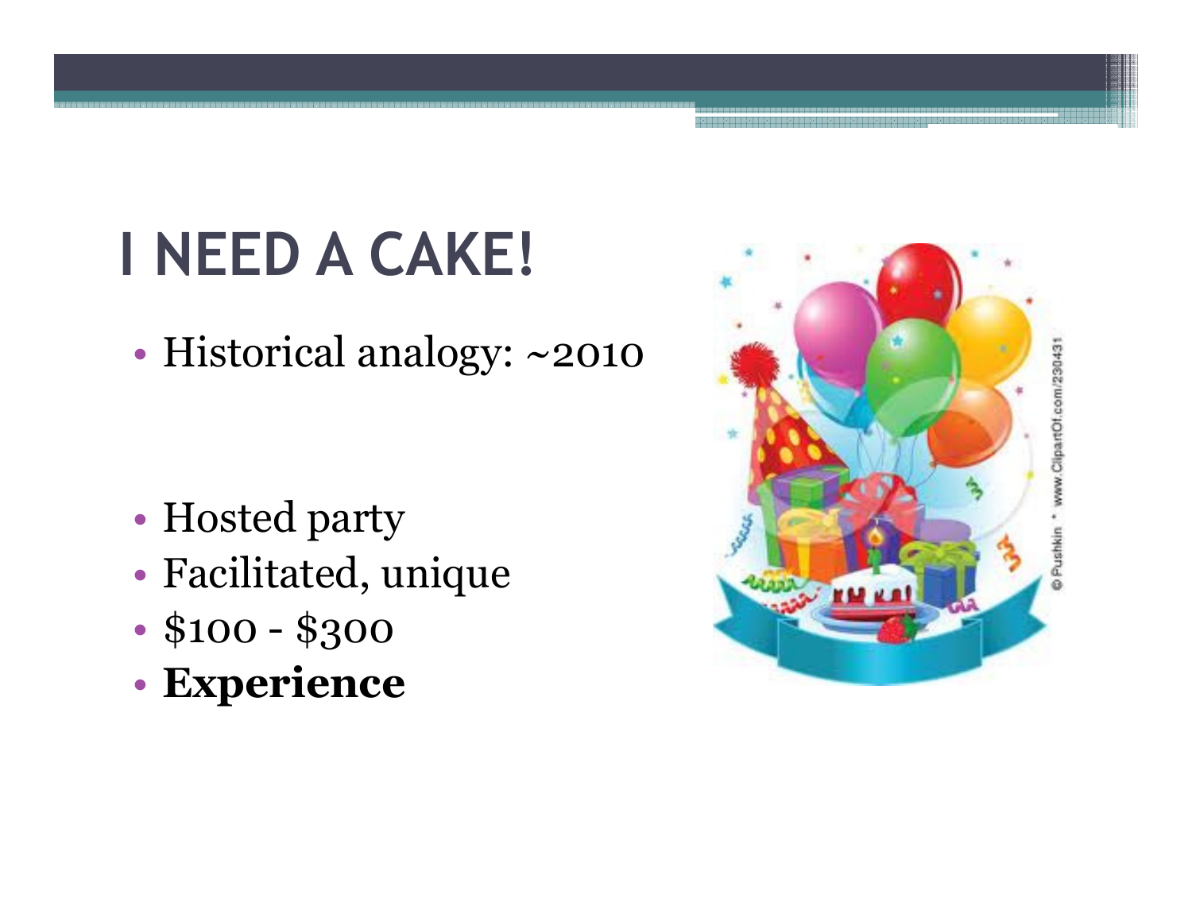# I NEED A CAKE!

- Historical analogy: ~2010

- Hosted party
- Facilitated, unique
- $100 - $300
- **Experience**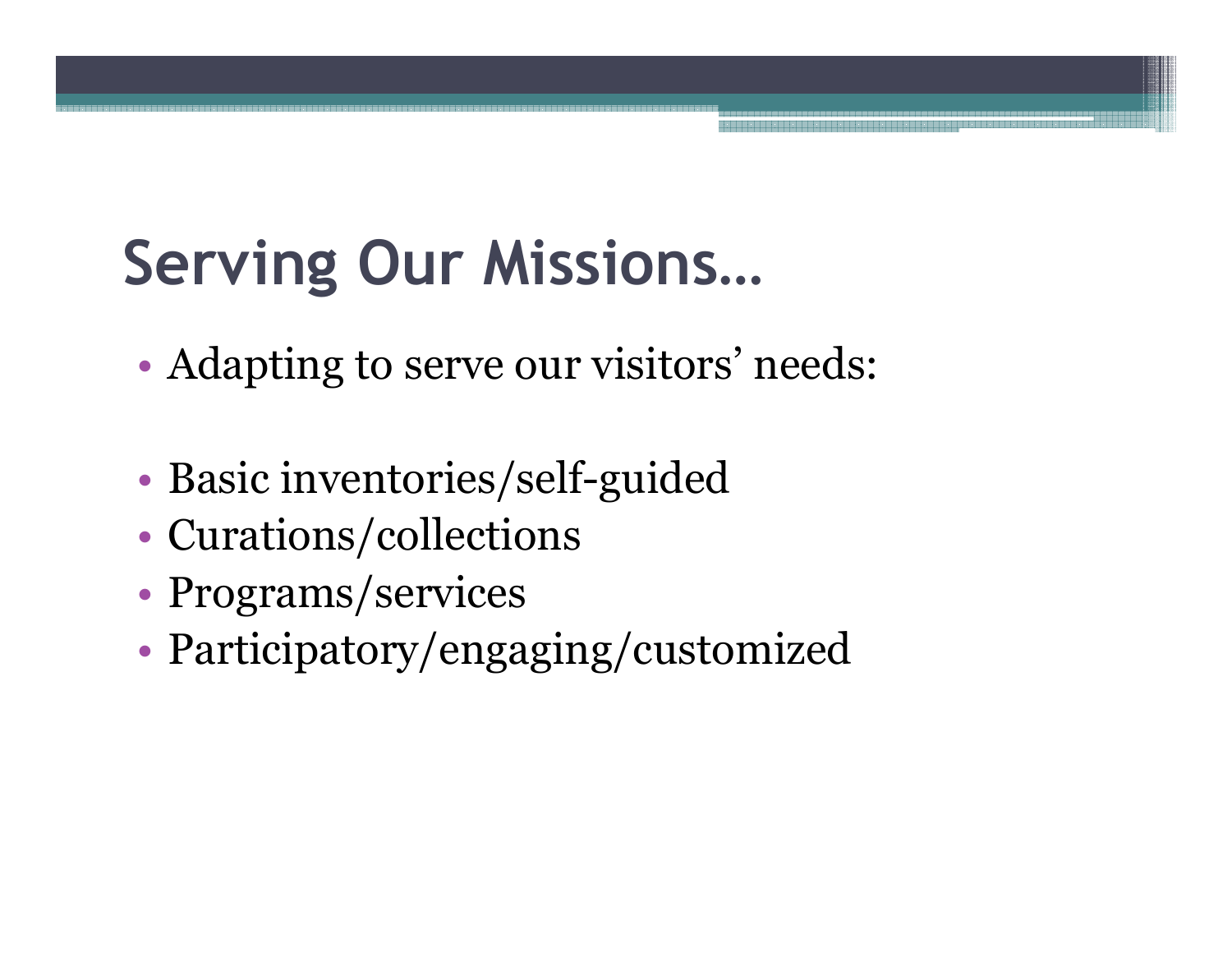# Serving Our Missions…

- Adapting to serve our visitors' needs:

- Basic inventories/self-guided
- Curations/collections
- Programs/services
- Participatory/engaging/customized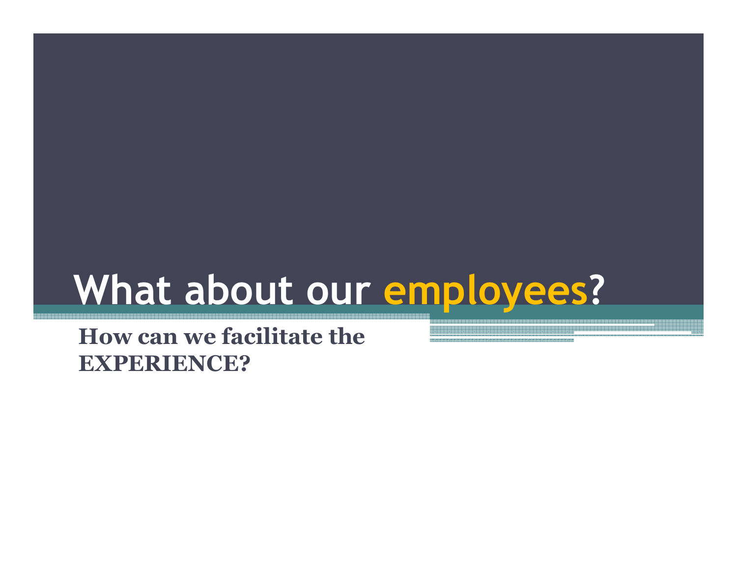# What about our employees?

**How can we facilitate the EXPERIENCE?**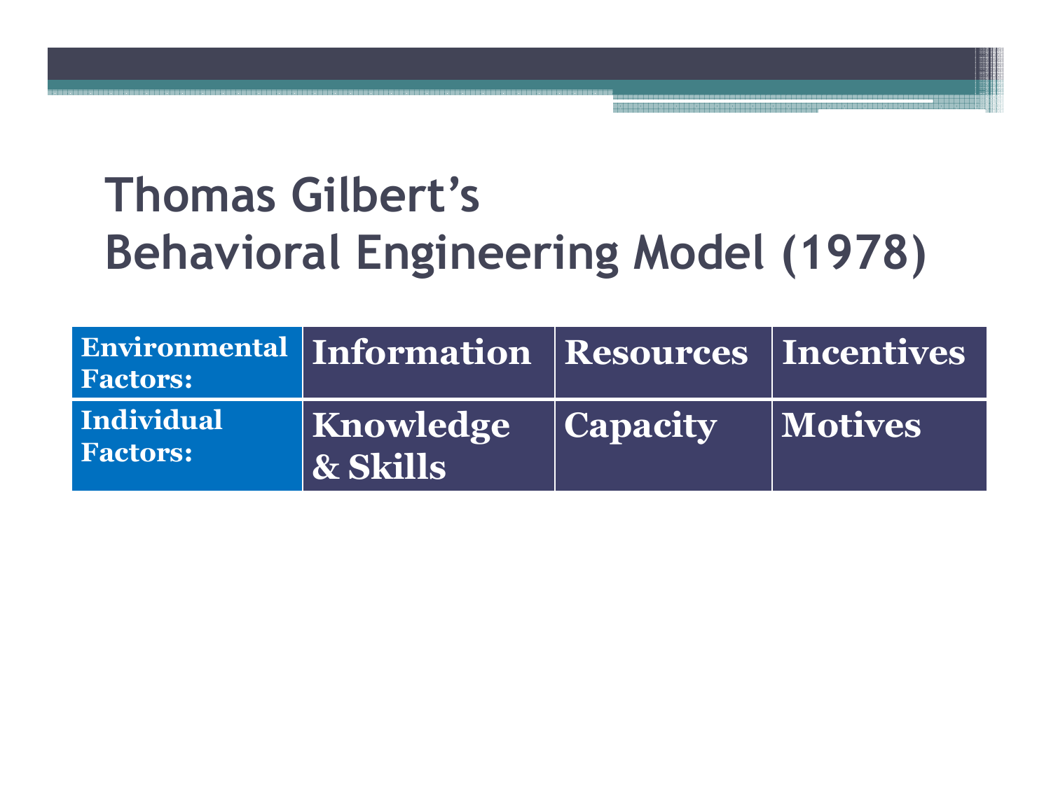# Thomas Gilbert's Behavioral Engineering Model (1978)

| | | | |
|---|---|---|---|
| **Environmental Factors:** | **Information** | **Resources** | **Incentives** |
| **Individual Factors:** | **Knowledge & Skills** | **Capacity** | **Motives** |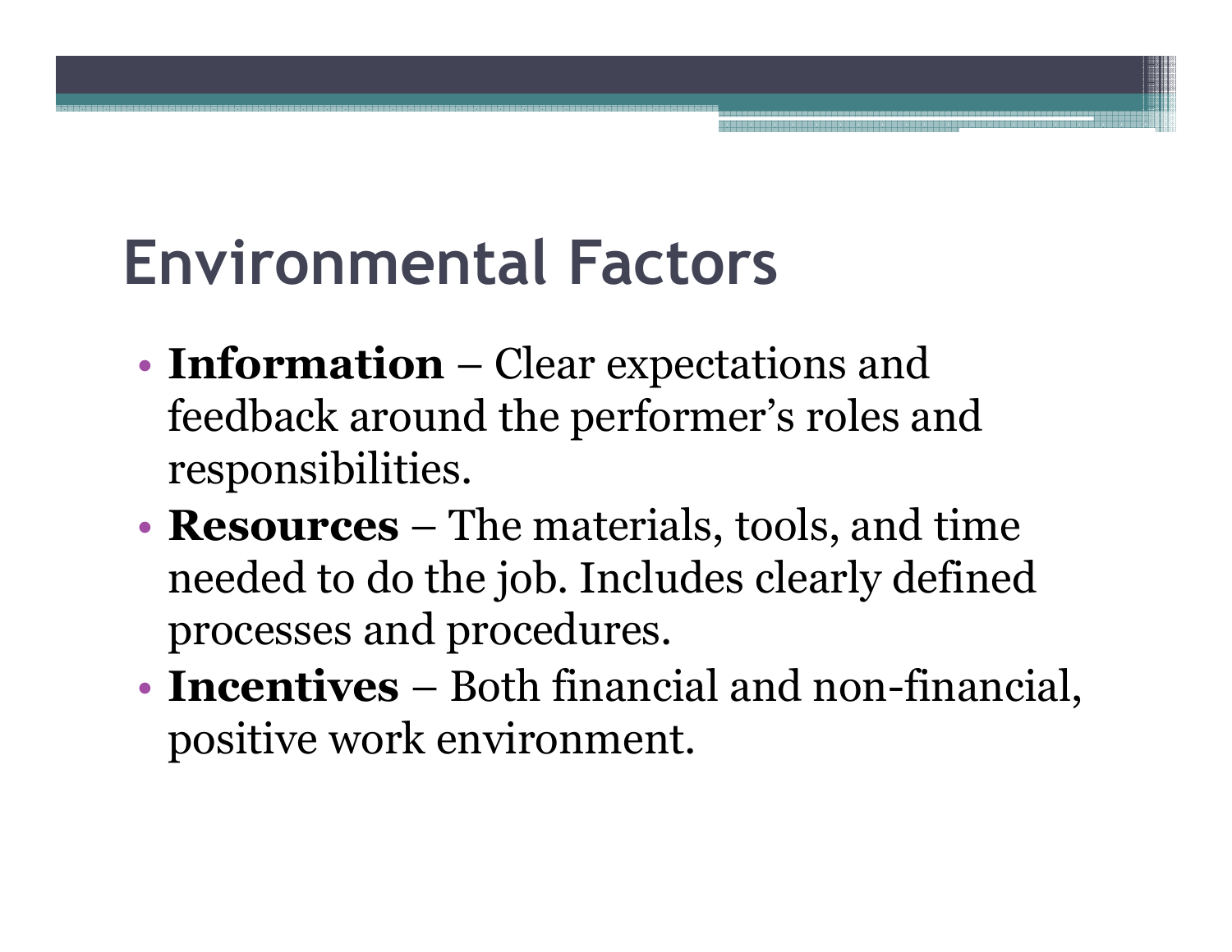# Environmental Factors

- **Information** – Clear expectations and feedback around the performer’s roles and responsibilities.
- **Resources** – The materials, tools, and time needed to do the job. Includes clearly defined processes and procedures.
- **Incentives** – Both financial and non-financial, positive work environment.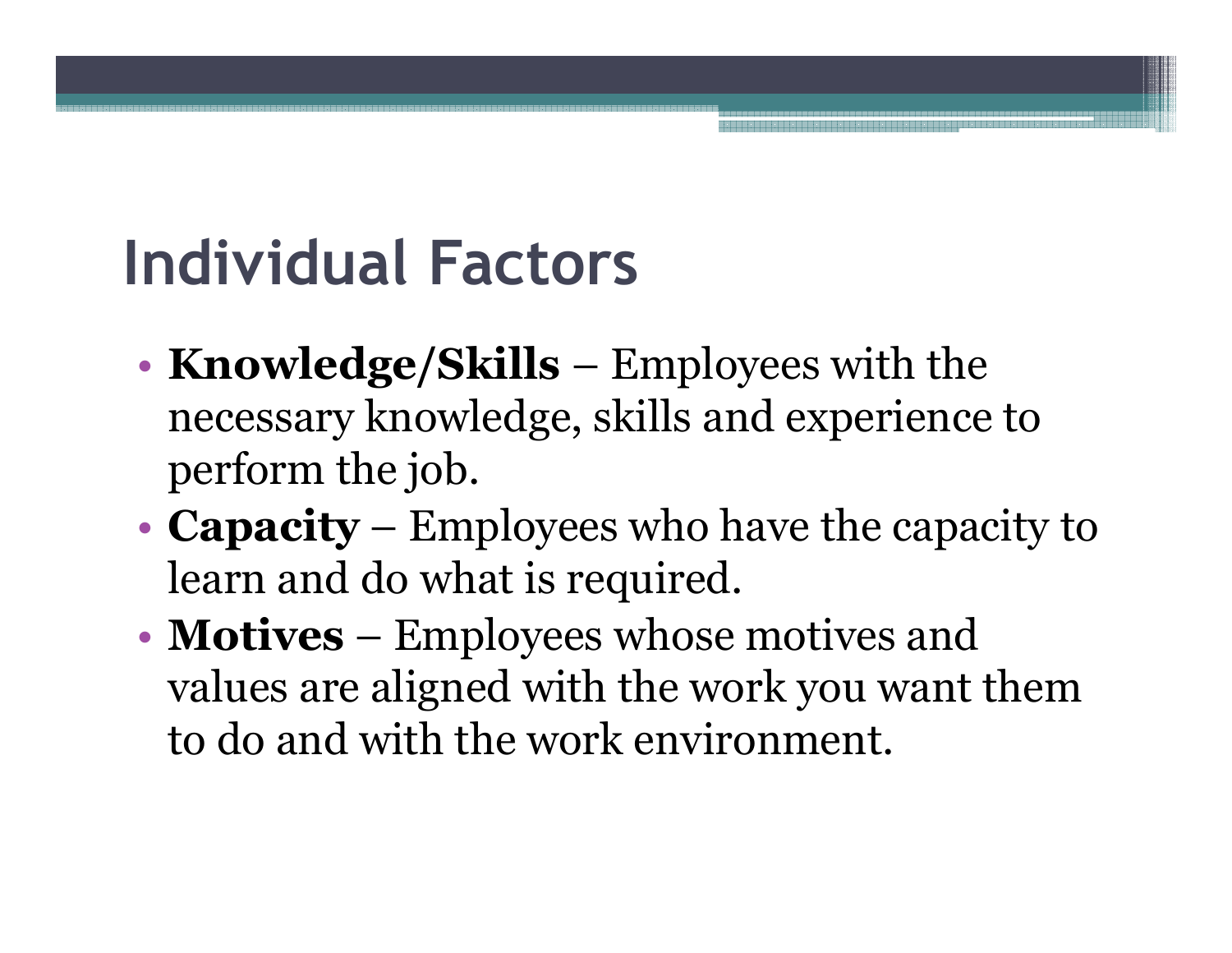# Individual Factors

- **Knowledge/Skills** – Employees with the necessary knowledge, skills and experience to perform the job.
- **Capacity** – Employees who have the capacity to learn and do what is required.
- **Motives** – Employees whose motives and values are aligned with the work you want them to do and with the work environment.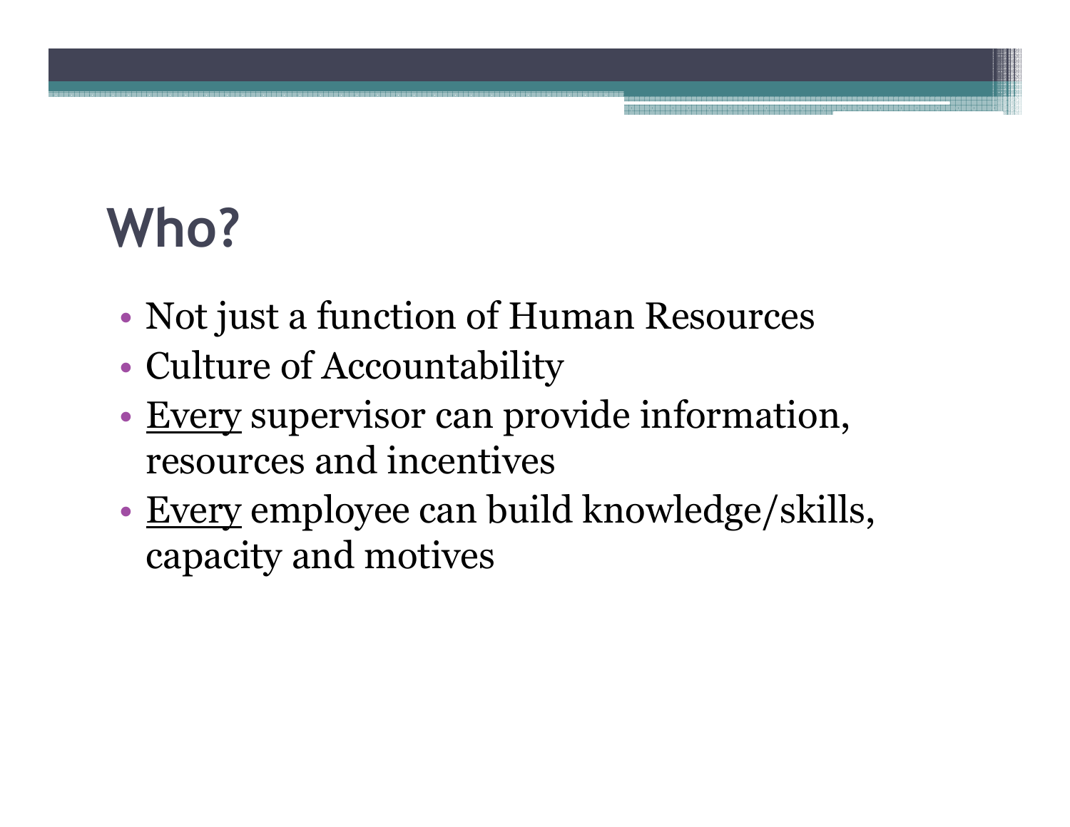# Who?

- Not just a function of Human Resources
- Culture of Accountability
- <u>Every</u> supervisor can provide information, resources and incentives
- <u>Every</u> employee can build knowledge/skills, capacity and motives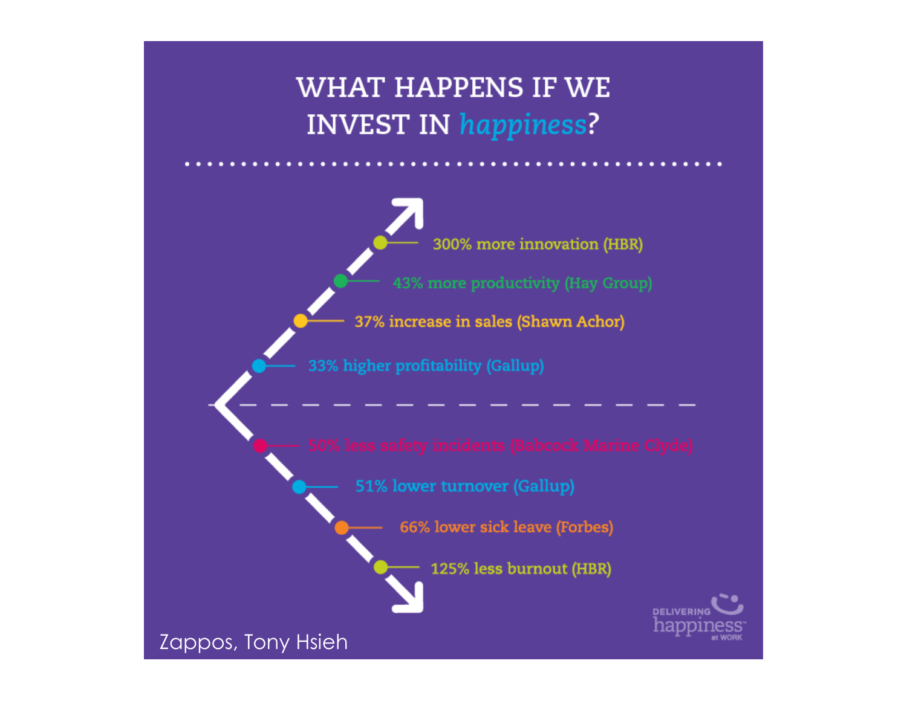# WHAT HAPPENS IF WE INVEST IN *happiness*?

- 300% more innovation (HBR)
- 43% more productivity (Hay Group)
- 37% increase in sales (Shawn Achor)
- 33% higher profitability (Gallup)

---

- 50% less safety incidents (Babcock Marine Clyde)
- 51% lower turnover (Gallup)
- 66% lower sick leave (Forbes)
- 125% less burnout (HBR)

DELIVERING happiness at WORK

Zappos, Tony Hsieh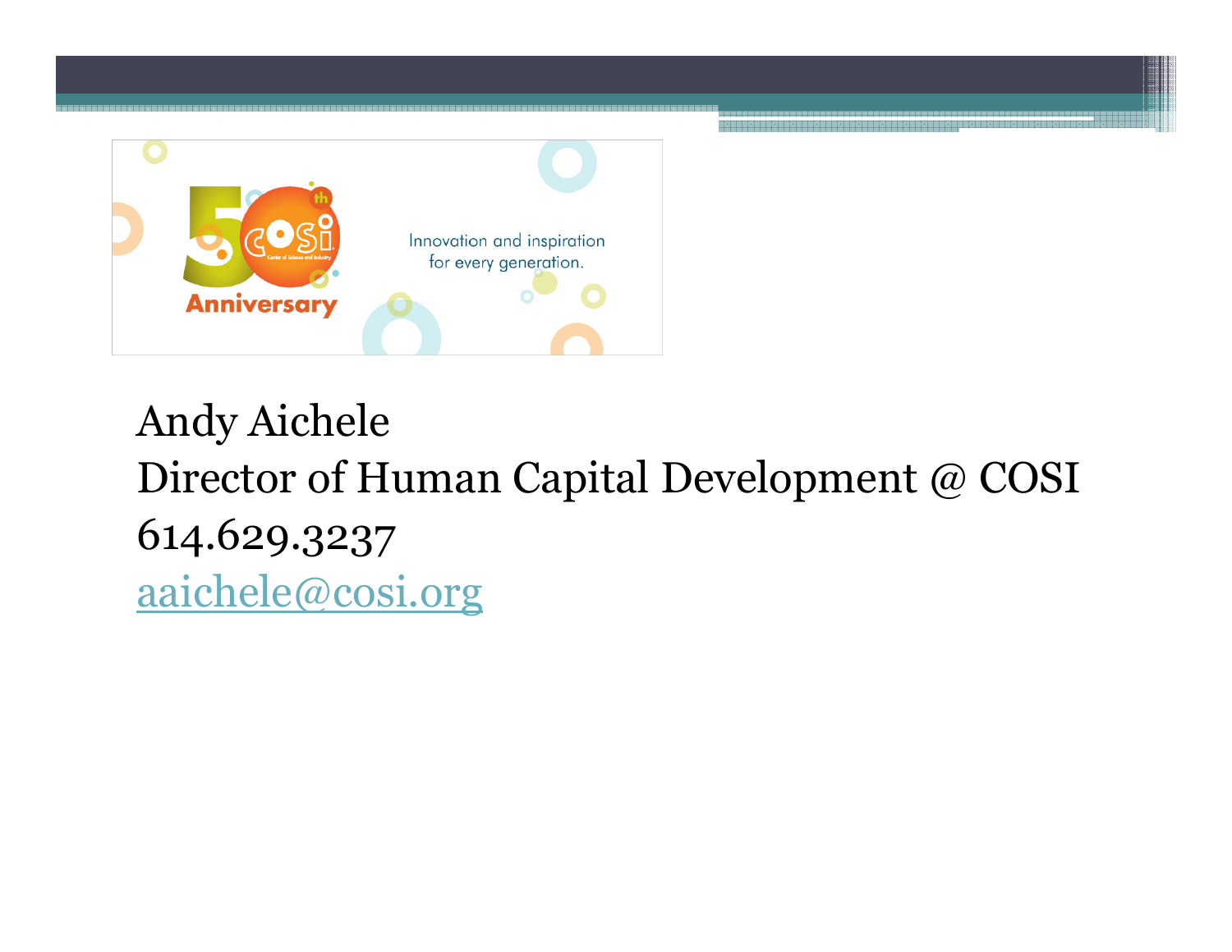Andy Aichele

Director of Human Capital Development @ COSI

614.629.3237

aaichele@cosi.org